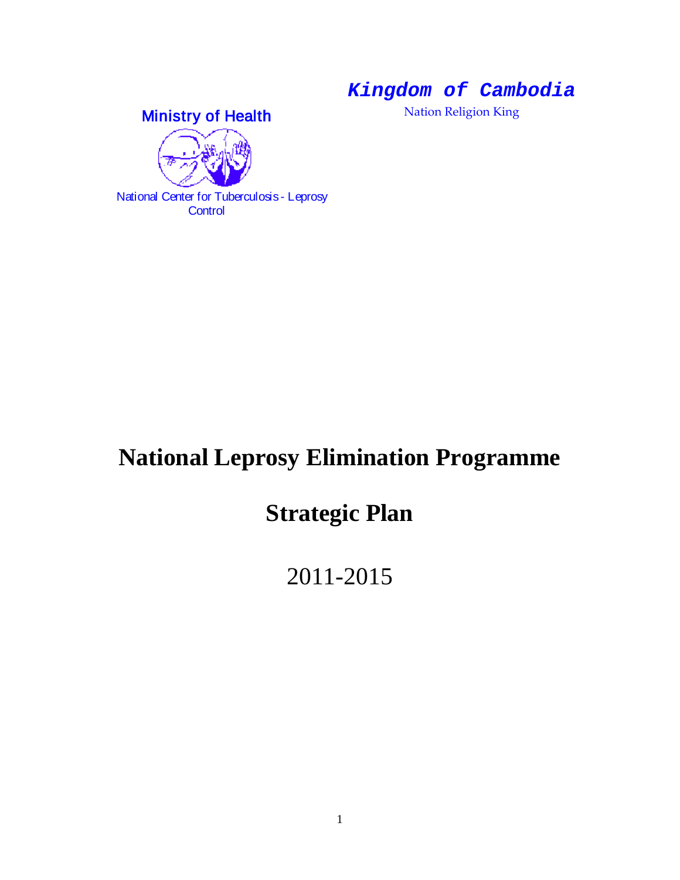***Kingdom of Cambodia***

Nation Religion King

Ministry of Health

National Center for Tuberculosis - Leprosy Control

# National Leprosy Elimination Programme

# Strategic Plan

2011-2015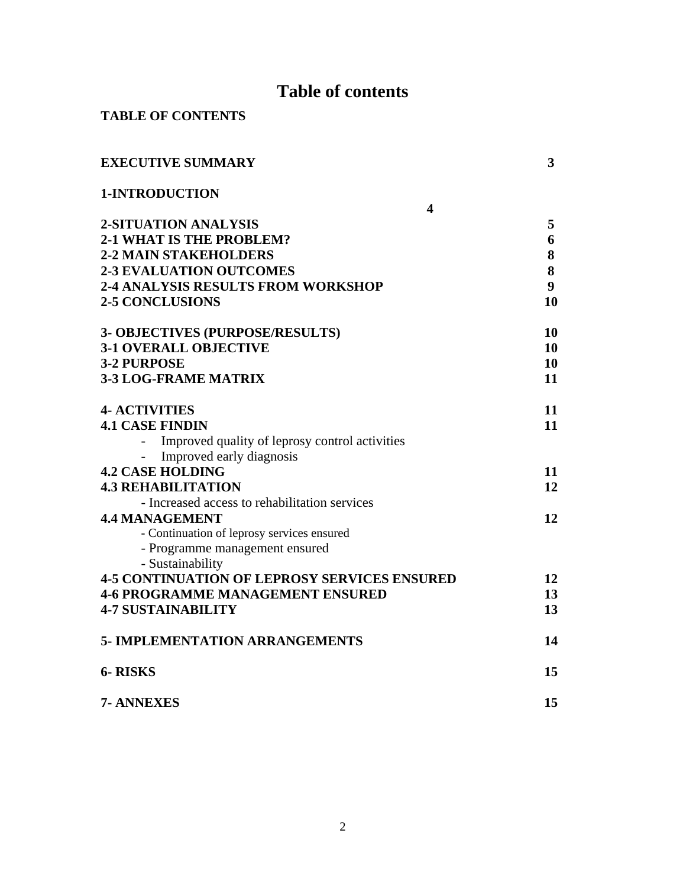# Table of contents

**TABLE OF CONTENTS**

| | |
|---|---|
| **EXECUTIVE SUMMARY** | **3** |
| **1-INTRODUCTION** | **4** |
| **2-SITUATION ANALYSIS** | **5** |
| **2-1 WHAT IS THE PROBLEM?** | **6** |
| **2-2 MAIN STAKEHOLDERS** | **8** |
| **2-3 EVALUATION OUTCOMES** | **8** |
| **2-4 ANALYSIS RESULTS FROM WORKSHOP** | **9** |
| **2-5 CONCLUSIONS** | **10** |
| **3- OBJECTIVES (PURPOSE/RESULTS)** | **10** |
| **3-1 OVERALL OBJECTIVE** | **10** |
| **3-2 PURPOSE** | **10** |
| **3-3 LOG-FRAME MATRIX** | **11** |
| **4- ACTIVITIES** | **11** |
| **4.1 CASE FINDIN** | **11** |
| - Improved quality of leprosy control activities | |
| - Improved early diagnosis | |
| **4.2 CASE HOLDING** | **11** |
| **4.3 REHABILITATION** | **12** |
| - Increased access to rehabilitation services | |
| **4.4 MANAGEMENT** | **12** |
| - Continuation of leprosy services ensured | |
| - Programme management ensured | |
| - Sustainability | |
| **4-5 CONTINUATION OF LEPROSY SERVICES ENSURED** | **12** |
| **4-6 PROGRAMME MANAGEMENT ENSURED** | **13** |
| **4-7 SUSTAINABILITY** | **13** |
| **5- IMPLEMENTATION ARRANGEMENTS** | **14** |
| **6- RISKS** | **15** |
| **7- ANNEXES** | **15** |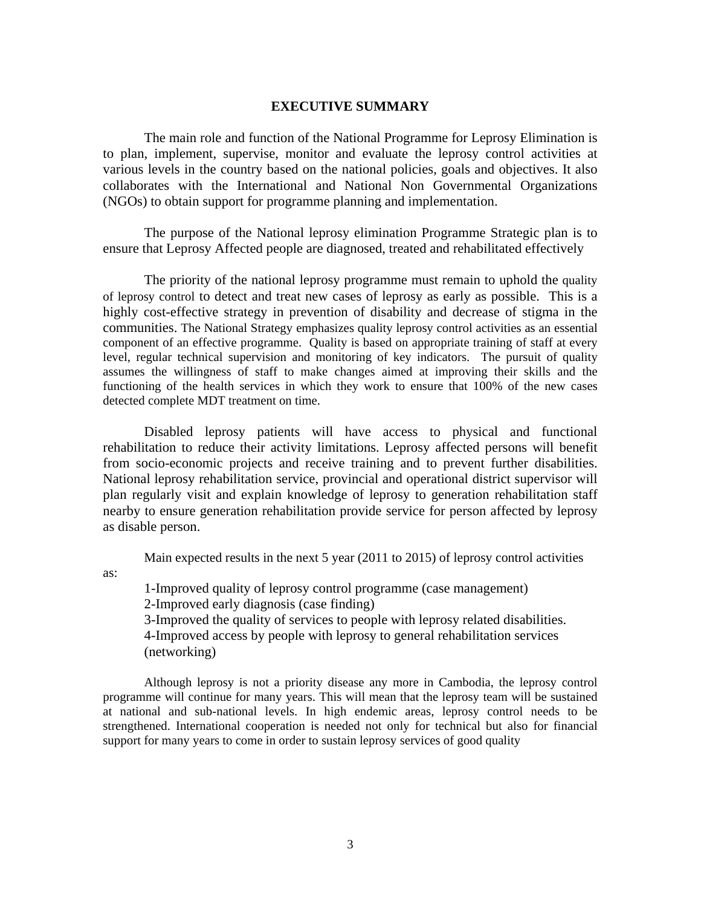# EXECUTIVE SUMMARY

The main role and function of the National Programme for Leprosy Elimination is to plan, implement, supervise, monitor and evaluate the leprosy control activities at various levels in the country based on the national policies, goals and objectives. It also collaborates with the International and National Non Governmental Organizations (NGOs) to obtain support for programme planning and implementation.

The purpose of the National leprosy elimination Programme Strategic plan is to ensure that Leprosy Affected people are diagnosed, treated and rehabilitated effectively

The priority of the national leprosy programme must remain to uphold the quality of leprosy control to detect and treat new cases of leprosy as early as possible. This is a highly cost-effective strategy in prevention of disability and decrease of stigma in the communities. The National Strategy emphasizes quality leprosy control activities as an essential component of an effective programme. Quality is based on appropriate training of staff at every level, regular technical supervision and monitoring of key indicators. The pursuit of quality assumes the willingness of staff to make changes aimed at improving their skills and the functioning of the health services in which they work to ensure that 100% of the new cases detected complete MDT treatment on time.

Disabled leprosy patients will have access to physical and functional rehabilitation to reduce their activity limitations. Leprosy affected persons will benefit from socio-economic projects and receive training and to prevent further disabilities. National leprosy rehabilitation service, provincial and operational district supervisor will plan regularly visit and explain knowledge of leprosy to generation rehabilitation staff nearby to ensure generation rehabilitation provide service for person affected by leprosy as disable person.

Main expected results in the next 5 year (2011 to 2015) of leprosy control activities as:

1-Improved quality of leprosy control programme (case management)
2-Improved early diagnosis (case finding)
3-Improved the quality of services to people with leprosy related disabilities.
4-Improved access by people with leprosy to general rehabilitation services (networking)

Although leprosy is not a priority disease any more in Cambodia, the leprosy control programme will continue for many years. This will mean that the leprosy team will be sustained at national and sub-national levels. In high endemic areas, leprosy control needs to be strengthened. International cooperation is needed not only for technical but also for financial support for many years to come in order to sustain leprosy services of good quality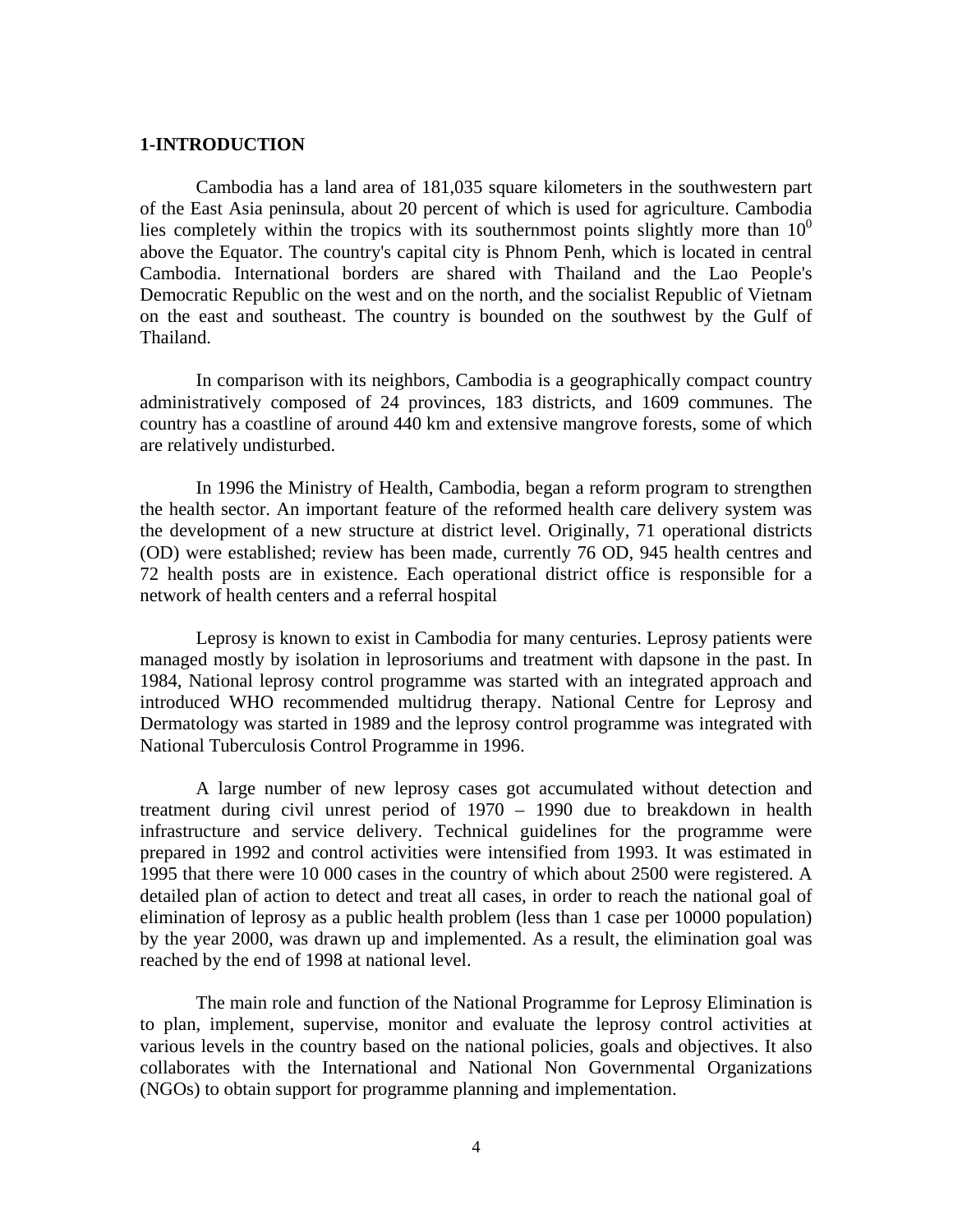## 1-INTRODUCTION

Cambodia has a land area of 181,035 square kilometers in the southwestern part of the East Asia peninsula, about 20 percent of which is used for agriculture. Cambodia lies completely within the tropics with its southernmost points slightly more than $10^0$ above the Equator. The country's capital city is Phnom Penh, which is located in central Cambodia. International borders are shared with Thailand and the Lao People's Democratic Republic on the west and on the north, and the socialist Republic of Vietnam on the east and southeast. The country is bounded on the southwest by the Gulf of Thailand.

In comparison with its neighbors, Cambodia is a geographically compact country administratively composed of 24 provinces, 183 districts, and 1609 communes. The country has a coastline of around 440 km and extensive mangrove forests, some of which are relatively undisturbed.

In 1996 the Ministry of Health, Cambodia, began a reform program to strengthen the health sector. An important feature of the reformed health care delivery system was the development of a new structure at district level. Originally, 71 operational districts (OD) were established; review has been made, currently 76 OD, 945 health centres and 72 health posts are in existence. Each operational district office is responsible for a network of health centers and a referral hospital

Leprosy is known to exist in Cambodia for many centuries. Leprosy patients were managed mostly by isolation in leprosoriums and treatment with dapsone in the past. In 1984, National leprosy control programme was started with an integrated approach and introduced WHO recommended multidrug therapy. National Centre for Leprosy and Dermatology was started in 1989 and the leprosy control programme was integrated with National Tuberculosis Control Programme in 1996.

A large number of new leprosy cases got accumulated without detection and treatment during civil unrest period of 1970 – 1990 due to breakdown in health infrastructure and service delivery. Technical guidelines for the programme were prepared in 1992 and control activities were intensified from 1993. It was estimated in 1995 that there were 10 000 cases in the country of which about 2500 were registered. A detailed plan of action to detect and treat all cases, in order to reach the national goal of elimination of leprosy as a public health problem (less than 1 case per 10000 population) by the year 2000, was drawn up and implemented. As a result, the elimination goal was reached by the end of 1998 at national level.

The main role and function of the National Programme for Leprosy Elimination is to plan, implement, supervise, monitor and evaluate the leprosy control activities at various levels in the country based on the national policies, goals and objectives. It also collaborates with the International and National Non Governmental Organizations (NGOs) to obtain support for programme planning and implementation.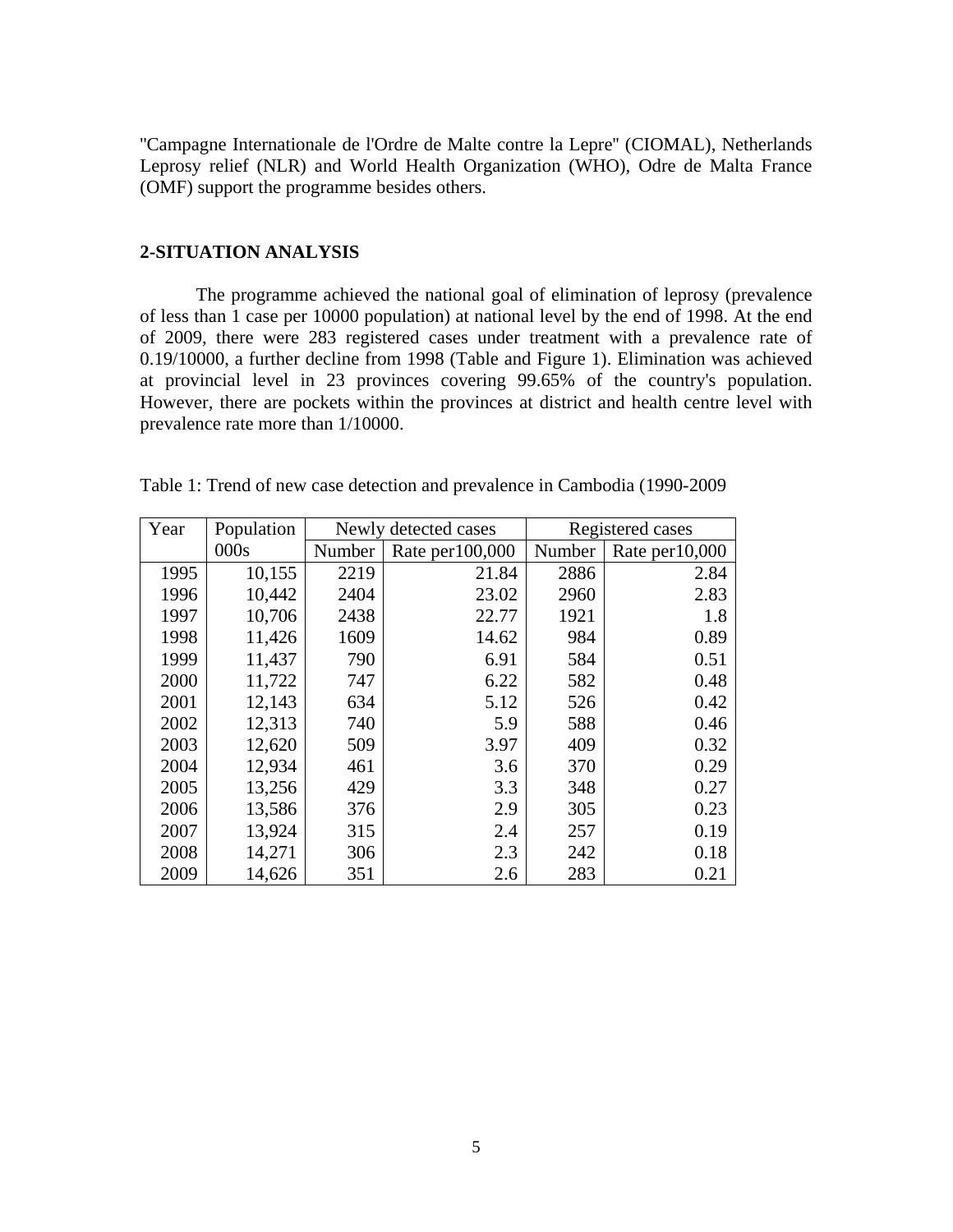"Campagne Internationale de l'Ordre de Malte contre la Lepre" (CIOMAL), Netherlands Leprosy relief (NLR) and World Health Organization (WHO), Odre de Malta France (OMF) support the programme besides others.

## 2-SITUATION ANALYSIS

The programme achieved the national goal of elimination of leprosy (prevalence of less than 1 case per 10000 population) at national level by the end of 1998. At the end of 2009, there were 283 registered cases under treatment with a prevalence rate of 0.19/10000, a further decline from 1998 (Table and Figure 1). Elimination was achieved at provincial level in 23 provinces covering 99.65% of the country's population. However, there are pockets within the provinces at district and health centre level with prevalence rate more than 1/10000.

Table 1: Trend of new case detection and prevalence in Cambodia (1990-2009

| Year | Population | Newly detected cases | | Registered cases | |
|---|---|---|---|---|---|
| | 000s | Number | Rate per100,000 | Number | Rate per10,000 |
| 1995 | 10,155 | 2219 | 21.84 | 2886 | 2.84 |
| 1996 | 10,442 | 2404 | 23.02 | 2960 | 2.83 |
| 1997 | 10,706 | 2438 | 22.77 | 1921 | 1.8 |
| 1998 | 11,426 | 1609 | 14.62 | 984 | 0.89 |
| 1999 | 11,437 | 790 | 6.91 | 584 | 0.51 |
| 2000 | 11,722 | 747 | 6.22 | 582 | 0.48 |
| 2001 | 12,143 | 634 | 5.12 | 526 | 0.42 |
| 2002 | 12,313 | 740 | 5.9 | 588 | 0.46 |
| 2003 | 12,620 | 509 | 3.97 | 409 | 0.32 |
| 2004 | 12,934 | 461 | 3.6 | 370 | 0.29 |
| 2005 | 13,256 | 429 | 3.3 | 348 | 0.27 |
| 2006 | 13,586 | 376 | 2.9 | 305 | 0.23 |
| 2007 | 13,924 | 315 | 2.4 | 257 | 0.19 |
| 2008 | 14,271 | 306 | 2.3 | 242 | 0.18 |
| 2009 | 14,626 | 351 | 2.6 | 283 | 0.21 |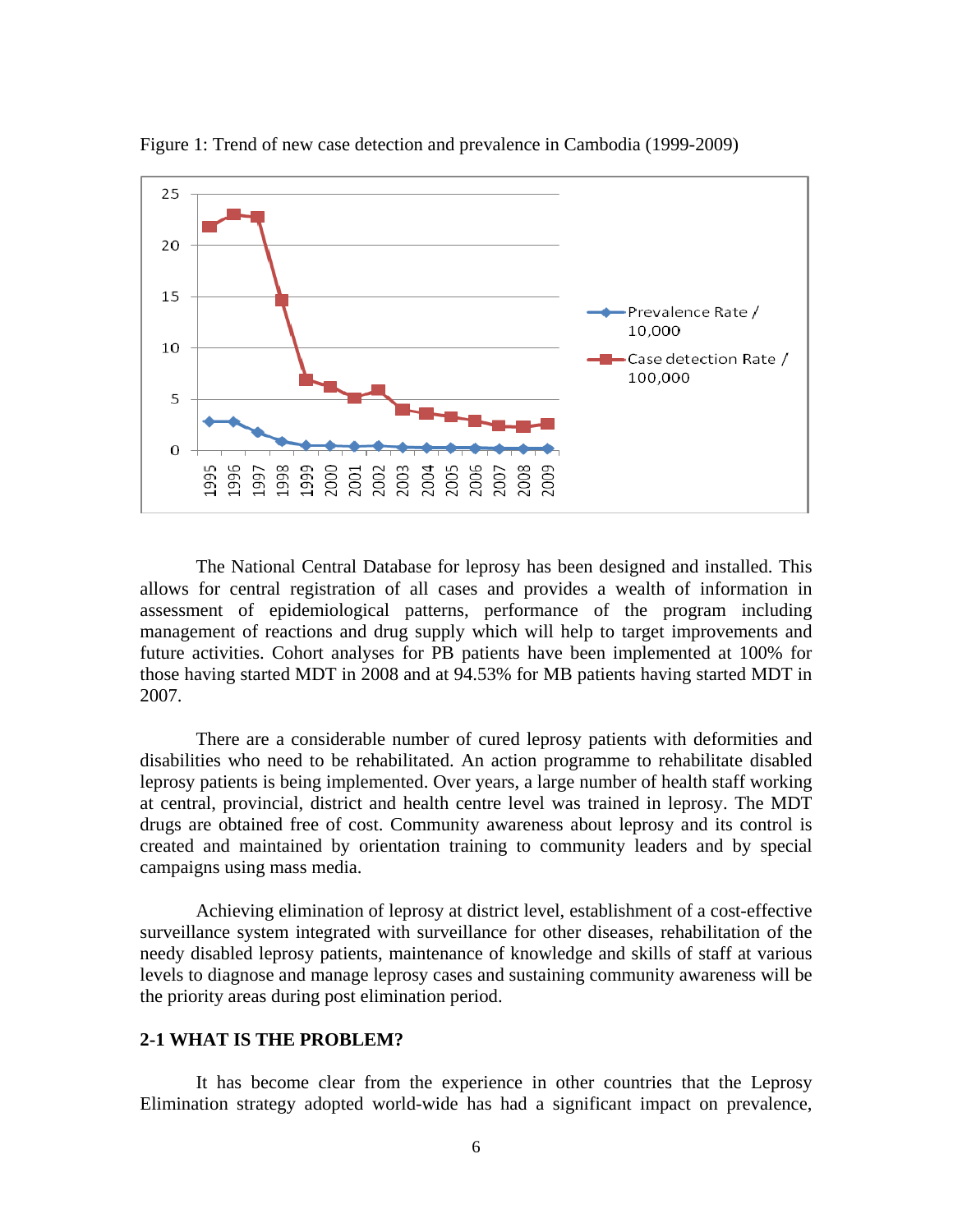Figure 1: Trend of new case detection and prevalence in Cambodia (1999-2009)

The National Central Database for leprosy has been designed and installed. This allows for central registration of all cases and provides a wealth of information in assessment of epidemiological patterns, performance of the program including management of reactions and drug supply which will help to target improvements and future activities. Cohort analyses for PB patients have been implemented at 100% for those having started MDT in 2008 and at 94.53% for MB patients having started MDT in 2007.

There are a considerable number of cured leprosy patients with deformities and disabilities who need to be rehabilitated. An action programme to rehabilitate disabled leprosy patients is being implemented. Over years, a large number of health staff working at central, provincial, district and health centre level was trained in leprosy. The MDT drugs are obtained free of cost. Community awareness about leprosy and its control is created and maintained by orientation training to community leaders and by special campaigns using mass media.

Achieving elimination of leprosy at district level, establishment of a cost-effective surveillance system integrated with surveillance for other diseases, rehabilitation of the needy disabled leprosy patients, maintenance of knowledge and skills of staff at various levels to diagnose and manage leprosy cases and sustaining community awareness will be the priority areas during post elimination period.

## 2-1 WHAT IS THE PROBLEM?

It has become clear from the experience in other countries that the Leprosy Elimination strategy adopted world-wide has had a significant impact on prevalence,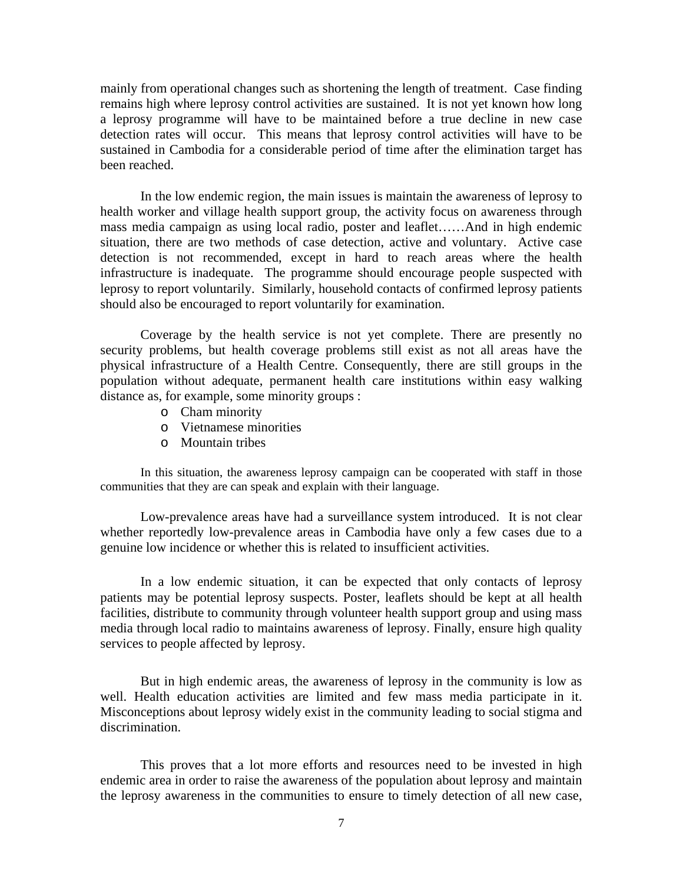mainly from operational changes such as shortening the length of treatment. Case finding remains high where leprosy control activities are sustained. It is not yet known how long a leprosy programme will have to be maintained before a true decline in new case detection rates will occur. This means that leprosy control activities will have to be sustained in Cambodia for a considerable period of time after the elimination target has been reached.

In the low endemic region, the main issues is maintain the awareness of leprosy to health worker and village health support group, the activity focus on awareness through mass media campaign as using local radio, poster and leaflet……And in high endemic situation, there are two methods of case detection, active and voluntary. Active case detection is not recommended, except in hard to reach areas where the health infrastructure is inadequate. The programme should encourage people suspected with leprosy to report voluntarily. Similarly, household contacts of confirmed leprosy patients should also be encouraged to report voluntarily for examination.

Coverage by the health service is not yet complete. There are presently no security problems, but health coverage problems still exist as not all areas have the physical infrastructure of a Health Centre. Consequently, there are still groups in the population without adequate, permanent health care institutions within easy walking distance as, for example, some minority groups :

- Cham minority
- Vietnamese minorities
- Mountain tribes

In this situation, the awareness leprosy campaign can be cooperated with staff in those communities that they are can speak and explain with their language.

Low-prevalence areas have had a surveillance system introduced. It is not clear whether reportedly low-prevalence areas in Cambodia have only a few cases due to a genuine low incidence or whether this is related to insufficient activities.

In a low endemic situation, it can be expected that only contacts of leprosy patients may be potential leprosy suspects. Poster, leaflets should be kept at all health facilities, distribute to community through volunteer health support group and using mass media through local radio to maintains awareness of leprosy. Finally, ensure high quality services to people affected by leprosy.

But in high endemic areas, the awareness of leprosy in the community is low as well. Health education activities are limited and few mass media participate in it. Misconceptions about leprosy widely exist in the community leading to social stigma and discrimination.

This proves that a lot more efforts and resources need to be invested in high endemic area in order to raise the awareness of the population about leprosy and maintain the leprosy awareness in the communities to ensure to timely detection of all new case,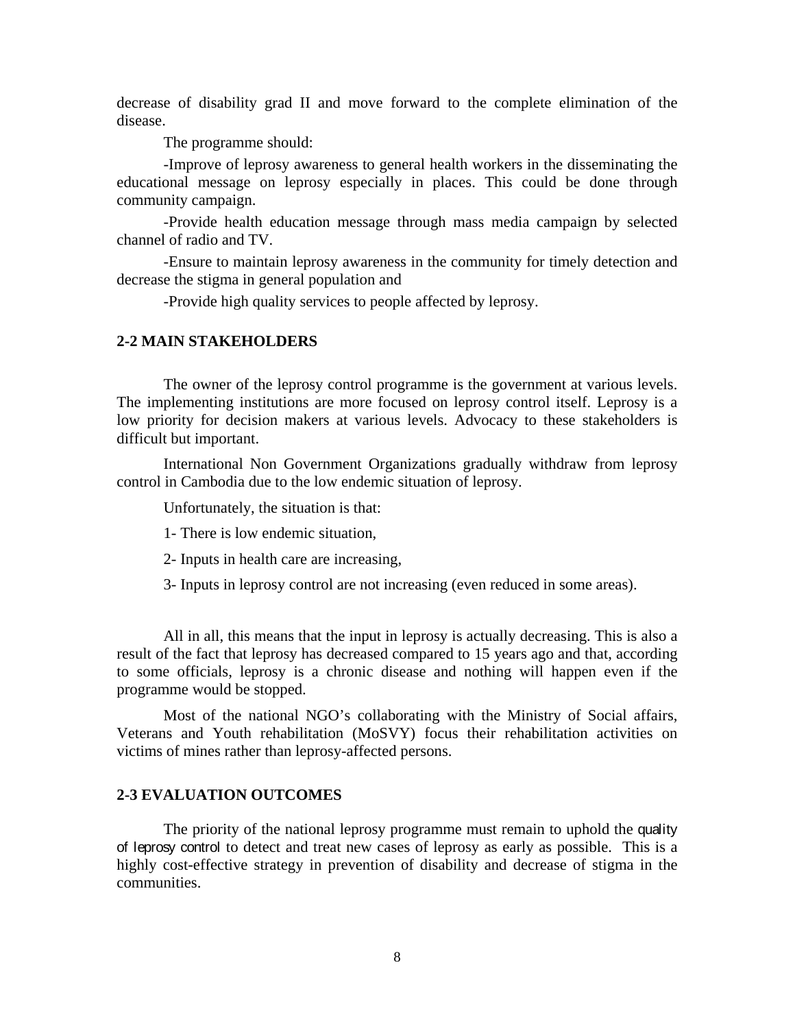decrease of disability grad II and move forward to the complete elimination of the disease.

The programme should:

-Improve of leprosy awareness to general health workers in the disseminating the educational message on leprosy especially in places. This could be done through community campaign.

-Provide health education message through mass media campaign by selected channel of radio and TV.

-Ensure to maintain leprosy awareness in the community for timely detection and decrease the stigma in general population and

-Provide high quality services to people affected by leprosy.

## 2-2 MAIN STAKEHOLDERS

The owner of the leprosy control programme is the government at various levels. The implementing institutions are more focused on leprosy control itself. Leprosy is a low priority for decision makers at various levels. Advocacy to these stakeholders is difficult but important.

International Non Government Organizations gradually withdraw from leprosy control in Cambodia due to the low endemic situation of leprosy.

Unfortunately, the situation is that:

1- There is low endemic situation,

2- Inputs in health care are increasing,

3- Inputs in leprosy control are not increasing (even reduced in some areas).

All in all, this means that the input in leprosy is actually decreasing. This is also a result of the fact that leprosy has decreased compared to 15 years ago and that, according to some officials, leprosy is a chronic disease and nothing will happen even if the programme would be stopped.

Most of the national NGO's collaborating with the Ministry of Social affairs, Veterans and Youth rehabilitation (MoSVY) focus their rehabilitation activities on victims of mines rather than leprosy-affected persons.

## 2-3 EVALUATION OUTCOMES

The priority of the national leprosy programme must remain to uphold the quality of leprosy control to detect and treat new cases of leprosy as early as possible. This is a highly cost-effective strategy in prevention of disability and decrease of stigma in the communities.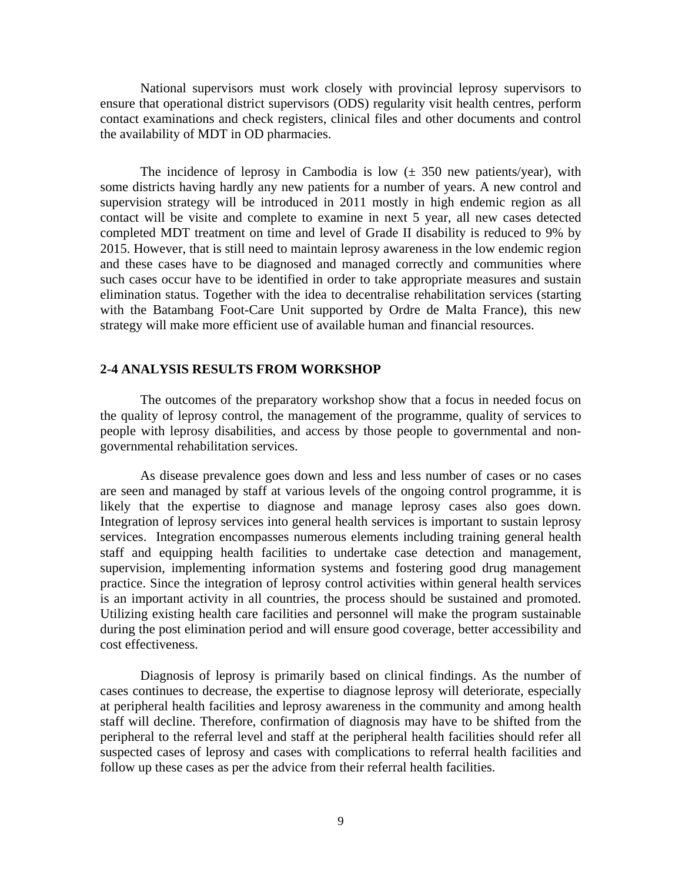National supervisors must work closely with provincial leprosy supervisors to ensure that operational district supervisors (ODS) regularity visit health centres, perform contact examinations and check registers, clinical files and other documents and control the availability of MDT in OD pharmacies.

The incidence of leprosy in Cambodia is low (± 350 new patients/year), with some districts having hardly any new patients for a number of years. A new control and supervision strategy will be introduced in 2011 mostly in high endemic region as all contact will be visite and complete to examine in next 5 year, all new cases detected completed MDT treatment on time and level of Grade II disability is reduced to 9% by 2015. However, that is still need to maintain leprosy awareness in the low endemic region and these cases have to be diagnosed and managed correctly and communities where such cases occur have to be identified in order to take appropriate measures and sustain elimination status. Together with the idea to decentralise rehabilitation services (starting with the Batambang Foot-Care Unit supported by Ordre de Malta France), this new strategy will make more efficient use of available human and financial resources.

## 2-4 ANALYSIS RESULTS FROM WORKSHOP

The outcomes of the preparatory workshop show that a focus in needed focus on the quality of leprosy control, the management of the programme, quality of services to people with leprosy disabilities, and access by those people to governmental and non-governmental rehabilitation services.

As disease prevalence goes down and less and less number of cases or no cases are seen and managed by staff at various levels of the ongoing control programme, it is likely that the expertise to diagnose and manage leprosy cases also goes down. Integration of leprosy services into general health services is important to sustain leprosy services. Integration encompasses numerous elements including training general health staff and equipping health facilities to undertake case detection and management, supervision, implementing information systems and fostering good drug management practice. Since the integration of leprosy control activities within general health services is an important activity in all countries, the process should be sustained and promoted. Utilizing existing health care facilities and personnel will make the program sustainable during the post elimination period and will ensure good coverage, better accessibility and cost effectiveness.

Diagnosis of leprosy is primarily based on clinical findings. As the number of cases continues to decrease, the expertise to diagnose leprosy will deteriorate, especially at peripheral health facilities and leprosy awareness in the community and among health staff will decline. Therefore, confirmation of diagnosis may have to be shifted from the peripheral to the referral level and staff at the peripheral health facilities should refer all suspected cases of leprosy and cases with complications to referral health facilities and follow up these cases as per the advice from their referral health facilities.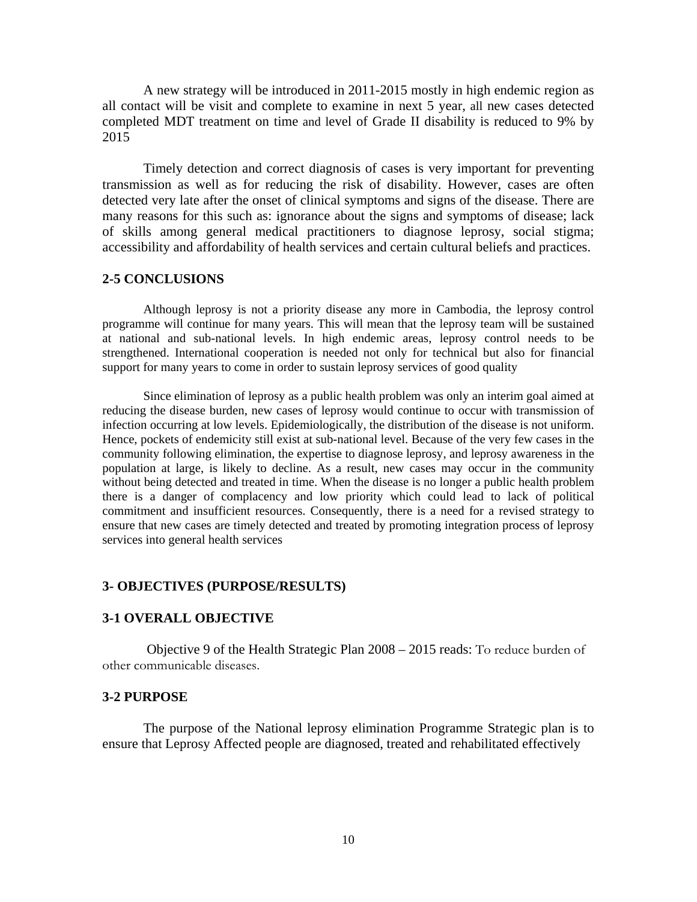A new strategy will be introduced in 2011-2015 mostly in high endemic region as all contact will be visit and complete to examine in next 5 year, all new cases detected completed MDT treatment on time and level of Grade II disability is reduced to 9% by 2015

Timely detection and correct diagnosis of cases is very important for preventing transmission as well as for reducing the risk of disability. However, cases are often detected very late after the onset of clinical symptoms and signs of the disease. There are many reasons for this such as: ignorance about the signs and symptoms of disease; lack of skills among general medical practitioners to diagnose leprosy, social stigma; accessibility and affordability of health services and certain cultural beliefs and practices.

### 2-5 CONCLUSIONS

Although leprosy is not a priority disease any more in Cambodia, the leprosy control programme will continue for many years. This will mean that the leprosy team will be sustained at national and sub-national levels. In high endemic areas, leprosy control needs to be strengthened. International cooperation is needed not only for technical but also for financial support for many years to come in order to sustain leprosy services of good quality

Since elimination of leprosy as a public health problem was only an interim goal aimed at reducing the disease burden, new cases of leprosy would continue to occur with transmission of infection occurring at low levels. Epidemiologically, the distribution of the disease is not uniform. Hence, pockets of endemicity still exist at sub-national level. Because of the very few cases in the community following elimination, the expertise to diagnose leprosy, and leprosy awareness in the population at large, is likely to decline. As a result, new cases may occur in the community without being detected and treated in time. When the disease is no longer a public health problem there is a danger of complacency and low priority which could lead to lack of political commitment and insufficient resources. Consequently, there is a need for a revised strategy to ensure that new cases are timely detected and treated by promoting integration process of leprosy services into general health services

## 3- OBJECTIVES (PURPOSE/RESULTS)

### 3-1 OVERALL OBJECTIVE

Objective 9 of the Health Strategic Plan 2008 – 2015 reads: To reduce burden of other communicable diseases.

### 3-2 PURPOSE

The purpose of the National leprosy elimination Programme Strategic plan is to ensure that Leprosy Affected people are diagnosed, treated and rehabilitated effectively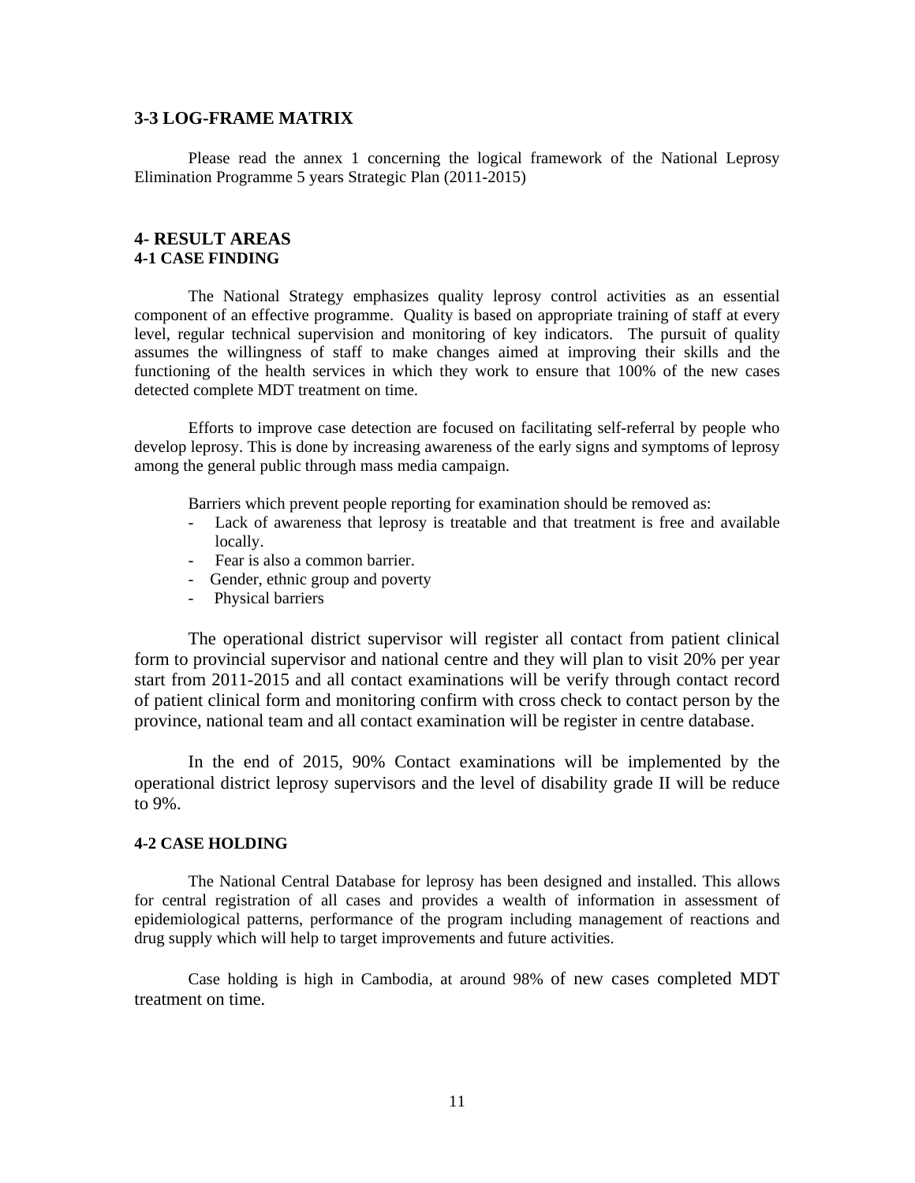## 3-3 LOG-FRAME MATRIX

Please read the annex 1 concerning the logical framework of the National Leprosy Elimination Programme 5 years Strategic Plan (2011-2015)

## 4- RESULT AREAS

### 4-1 CASE FINDING

The National Strategy emphasizes quality leprosy control activities as an essential component of an effective programme. Quality is based on appropriate training of staff at every level, regular technical supervision and monitoring of key indicators. The pursuit of quality assumes the willingness of staff to make changes aimed at improving their skills and the functioning of the health services in which they work to ensure that 100% of the new cases detected complete MDT treatment on time.

Efforts to improve case detection are focused on facilitating self-referral by people who develop leprosy. This is done by increasing awareness of the early signs and symptoms of leprosy among the general public through mass media campaign.

Barriers which prevent people reporting for examination should be removed as:

- Lack of awareness that leprosy is treatable and that treatment is free and available locally.
- Fear is also a common barrier.
- Gender, ethnic group and poverty
- Physical barriers

The operational district supervisor will register all contact from patient clinical form to provincial supervisor and national centre and they will plan to visit 20% per year start from 2011-2015 and all contact examinations will be verify through contact record of patient clinical form and monitoring confirm with cross check to contact person by the province, national team and all contact examination will be register in centre database.

In the end of 2015, 90% Contact examinations will be implemented by the operational district leprosy supervisors and the level of disability grade II will be reduce to 9%.

### 4-2 CASE HOLDING

The National Central Database for leprosy has been designed and installed. This allows for central registration of all cases and provides a wealth of information in assessment of epidemiological patterns, performance of the program including management of reactions and drug supply which will help to target improvements and future activities.

Case holding is high in Cambodia, at around 98% of new cases completed MDT treatment on time.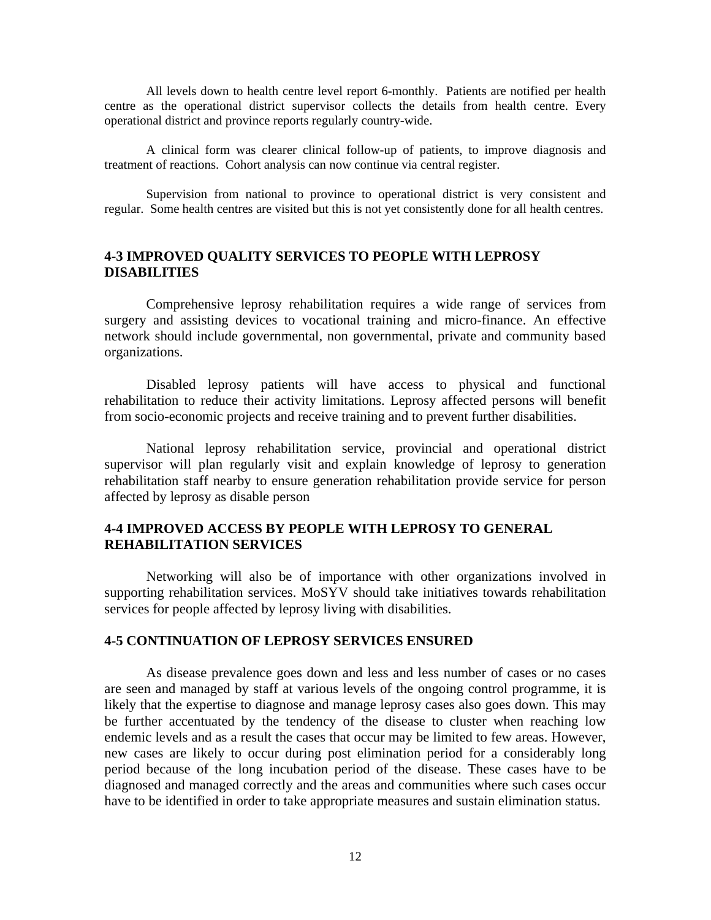All levels down to health centre level report 6-monthly. Patients are notified per health centre as the operational district supervisor collects the details from health centre. Every operational district and province reports regularly country-wide.

A clinical form was clearer clinical follow-up of patients, to improve diagnosis and treatment of reactions. Cohort analysis can now continue via central register.

Supervision from national to province to operational district is very consistent and regular. Some health centres are visited but this is not yet consistently done for all health centres.

## 4-3 IMPROVED QUALITY SERVICES TO PEOPLE WITH LEPROSY DISABILITIES

Comprehensive leprosy rehabilitation requires a wide range of services from surgery and assisting devices to vocational training and micro-finance. An effective network should include governmental, non governmental, private and community based organizations.

Disabled leprosy patients will have access to physical and functional rehabilitation to reduce their activity limitations. Leprosy affected persons will benefit from socio-economic projects and receive training and to prevent further disabilities.

National leprosy rehabilitation service, provincial and operational district supervisor will plan regularly visit and explain knowledge of leprosy to generation rehabilitation staff nearby to ensure generation rehabilitation provide service for person affected by leprosy as disable person

## 4-4 IMPROVED ACCESS BY PEOPLE WITH LEPROSY TO GENERAL REHABILITATION SERVICES

Networking will also be of importance with other organizations involved in supporting rehabilitation services. MoSYV should take initiatives towards rehabilitation services for people affected by leprosy living with disabilities.

## 4-5 CONTINUATION OF LEPROSY SERVICES ENSURED

As disease prevalence goes down and less and less number of cases or no cases are seen and managed by staff at various levels of the ongoing control programme, it is likely that the expertise to diagnose and manage leprosy cases also goes down. This may be further accentuated by the tendency of the disease to cluster when reaching low endemic levels and as a result the cases that occur may be limited to few areas. However, new cases are likely to occur during post elimination period for a considerably long period because of the long incubation period of the disease. These cases have to be diagnosed and managed correctly and the areas and communities where such cases occur have to be identified in order to take appropriate measures and sustain elimination status.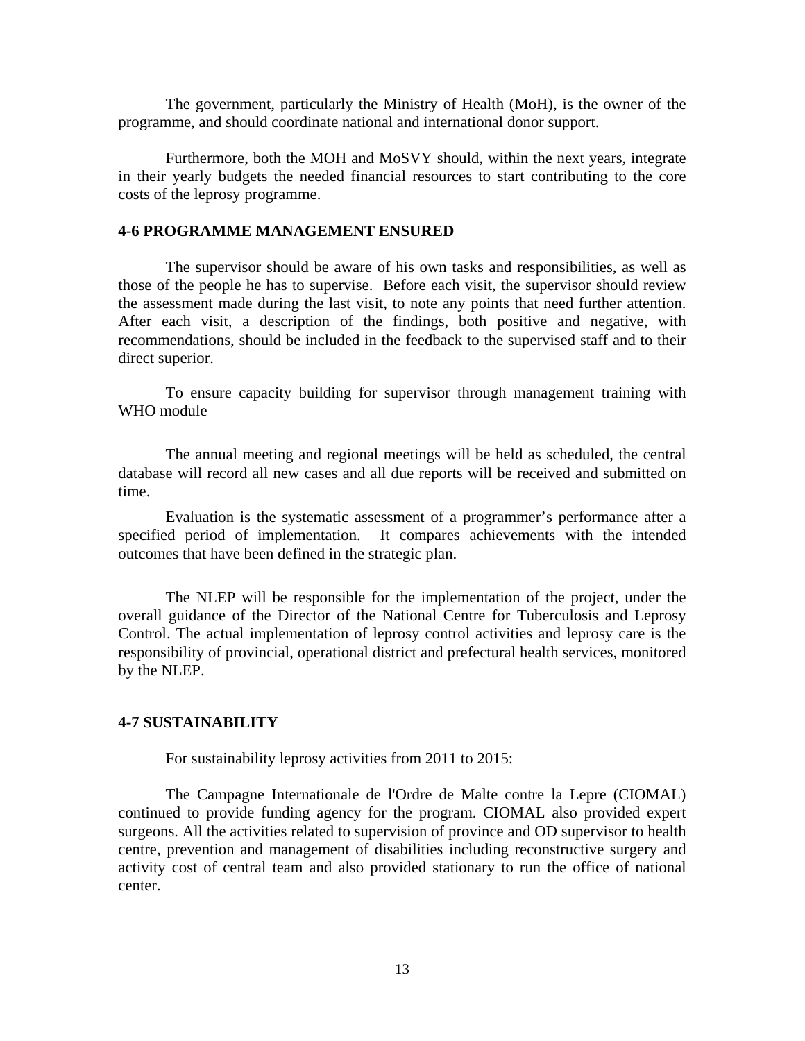The government, particularly the Ministry of Health (MoH), is the owner of the programme, and should coordinate national and international donor support.

Furthermore, both the MOH and MoSVY should, within the next years, integrate in their yearly budgets the needed financial resources to start contributing to the core costs of the leprosy programme.

## 4-6 PROGRAMME MANAGEMENT ENSURED

The supervisor should be aware of his own tasks and responsibilities, as well as those of the people he has to supervise. Before each visit, the supervisor should review the assessment made during the last visit, to note any points that need further attention. After each visit, a description of the findings, both positive and negative, with recommendations, should be included in the feedback to the supervised staff and to their direct superior.

To ensure capacity building for supervisor through management training with WHO module

The annual meeting and regional meetings will be held as scheduled, the central database will record all new cases and all due reports will be received and submitted on time.

Evaluation is the systematic assessment of a programmer's performance after a specified period of implementation. It compares achievements with the intended outcomes that have been defined in the strategic plan.

The NLEP will be responsible for the implementation of the project, under the overall guidance of the Director of the National Centre for Tuberculosis and Leprosy Control. The actual implementation of leprosy control activities and leprosy care is the responsibility of provincial, operational district and prefectural health services, monitored by the NLEP.

## 4-7 SUSTAINABILITY

For sustainability leprosy activities from 2011 to 2015:

The Campagne Internationale de l'Ordre de Malte contre la Lepre (CIOMAL) continued to provide funding agency for the program. CIOMAL also provided expert surgeons. All the activities related to supervision of province and OD supervisor to health centre, prevention and management of disabilities including reconstructive surgery and activity cost of central team and also provided stationary to run the office of national center.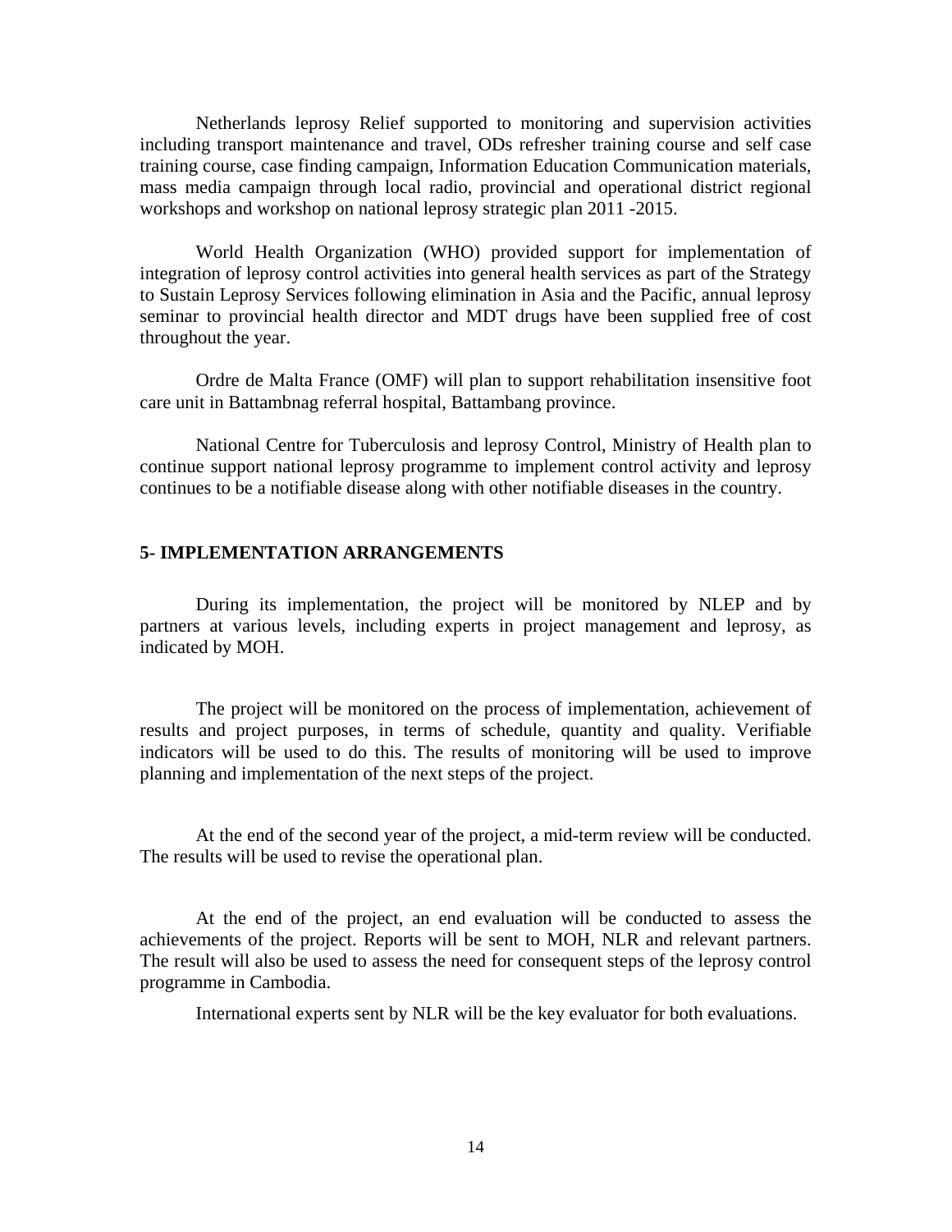Netherlands leprosy Relief supported to monitoring and supervision activities including transport maintenance and travel, ODs refresher training course and self case training course, case finding campaign, Information Education Communication materials, mass media campaign through local radio, provincial and operational district regional workshops and workshop on national leprosy strategic plan 2011 -2015.

World Health Organization (WHO) provided support for implementation of integration of leprosy control activities into general health services as part of the Strategy to Sustain Leprosy Services following elimination in Asia and the Pacific, annual leprosy seminar to provincial health director and MDT drugs have been supplied free of cost throughout the year.

Ordre de Malta France (OMF) will plan to support rehabilitation insensitive foot care unit in Battambnag referral hospital, Battambang province.

National Centre for Tuberculosis and leprosy Control, Ministry of Health plan to continue support national leprosy programme to implement control activity and leprosy continues to be a notifiable disease along with other notifiable diseases in the country.

## 5- IMPLEMENTATION ARRANGEMENTS

During its implementation, the project will be monitored by NLEP and by partners at various levels, including experts in project management and leprosy, as indicated by MOH.

The project will be monitored on the process of implementation, achievement of results and project purposes, in terms of schedule, quantity and quality. Verifiable indicators will be used to do this. The results of monitoring will be used to improve planning and implementation of the next steps of the project.

At the end of the second year of the project, a mid-term review will be conducted. The results will be used to revise the operational plan.

At the end of the project, an end evaluation will be conducted to assess the achievements of the project. Reports will be sent to MOH, NLR and relevant partners. The result will also be used to assess the need for consequent steps of the leprosy control programme in Cambodia.

International experts sent by NLR will be the key evaluator for both evaluations.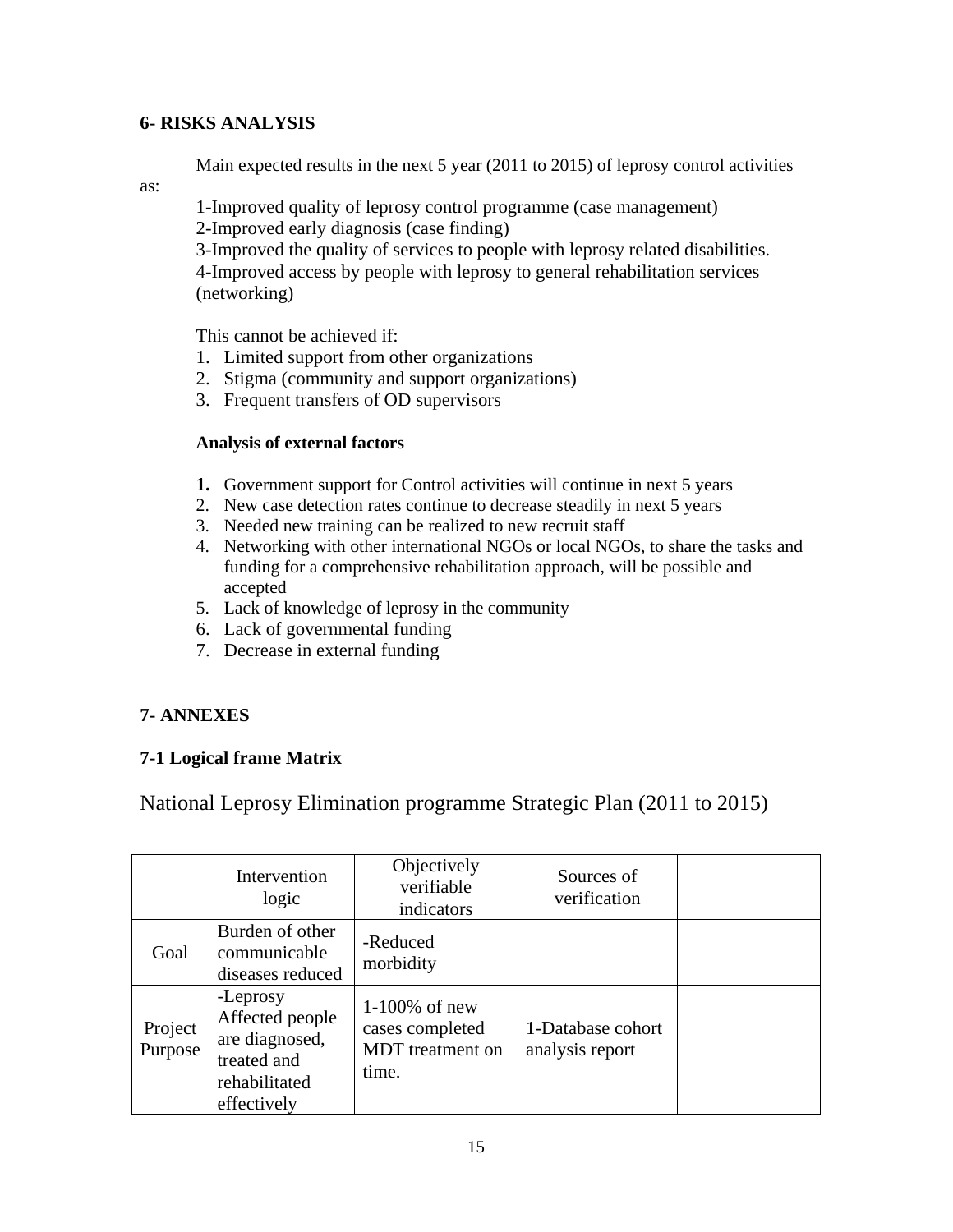**6- RISKS ANALYSIS**

Main expected results in the next 5 year (2011 to 2015) of leprosy control activities as:

1-Improved quality of leprosy control programme (case management)
2-Improved early diagnosis (case finding)
3-Improved the quality of services to people with leprosy related disabilities.
4-Improved access by people with leprosy to general rehabilitation services (networking)

This cannot be achieved if:

1. Limited support from other organizations
2. Stigma (community and support organizations)
3. Frequent transfers of OD supervisors

**Analysis of external factors**

1. Government support for Control activities will continue in next 5 years
2. New case detection rates continue to decrease steadily in next 5 years
3. Needed new training can be realized to new recruit staff
4. Networking with other international NGOs or local NGOs, to share the tasks and funding for a comprehensive rehabilitation approach, will be possible and accepted
5. Lack of knowledge of leprosy in the community
6. Lack of governmental funding
7. Decrease in external funding

**7- ANNEXES**

**7-1 Logical frame Matrix**

National Leprosy Elimination programme Strategic Plan (2011 to 2015)

| | Intervention logic | Objectively verifiable indicators | Sources of verification | |
|---|---|---|---|---|
| Goal | Burden of other communicable diseases reduced | -Reduced morbidity | | |
| Project Purpose | -Leprosy Affected people are diagnosed, treated and rehabilitated effectively | 1-100% of new cases completed MDT treatment on time. | 1-Database cohort analysis report | |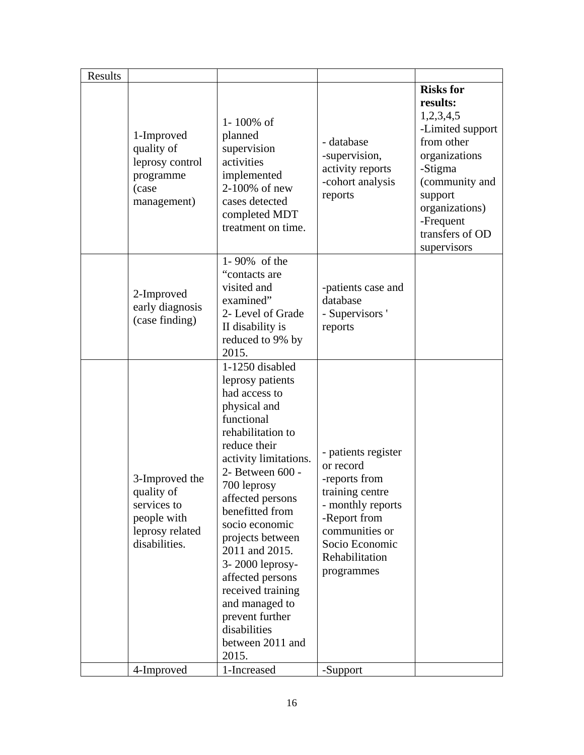| Results | | | | |
|---|---|---|---|---|
| | 1-Improved quality of leprosy control programme (case management) | 1- 100% of planned supervision activities implemented<br>2-100% of new cases detected completed MDT treatment on time. | - database<br>-supervision, activity reports<br>-cohort analysis reports | **Risks for results:**<br>1,2,3,4,5<br>-Limited support from other organizations<br>-Stigma (community and support organizations)<br>-Frequent transfers of OD supervisors |
| | 2-Improved early diagnosis (case finding) | 1- 90% of the "contacts are visited and examined"<br>2- Level of Grade II disability is reduced to 9% by 2015. | -patients case and database<br>- Supervisors ' reports | |
| | 3-Improved the quality of services to people with leprosy related disabilities. | 1-1250 disabled leprosy patients had access to physical and functional rehabilitation to reduce their activity limitations.<br>2- Between 600 - 700 leprosy affected persons benefitted from socio economic projects between 2011 and 2015.<br>3- 2000 leprosy-affected persons received training and managed to prevent further disabilities between 2011 and 2015. | - patients register or record<br>-reports from training centre<br>- monthly reports<br>-Report from communities or Socio Economic Rehabilitation programmes | |
| | 4-Improved | 1-Increased | -Support | |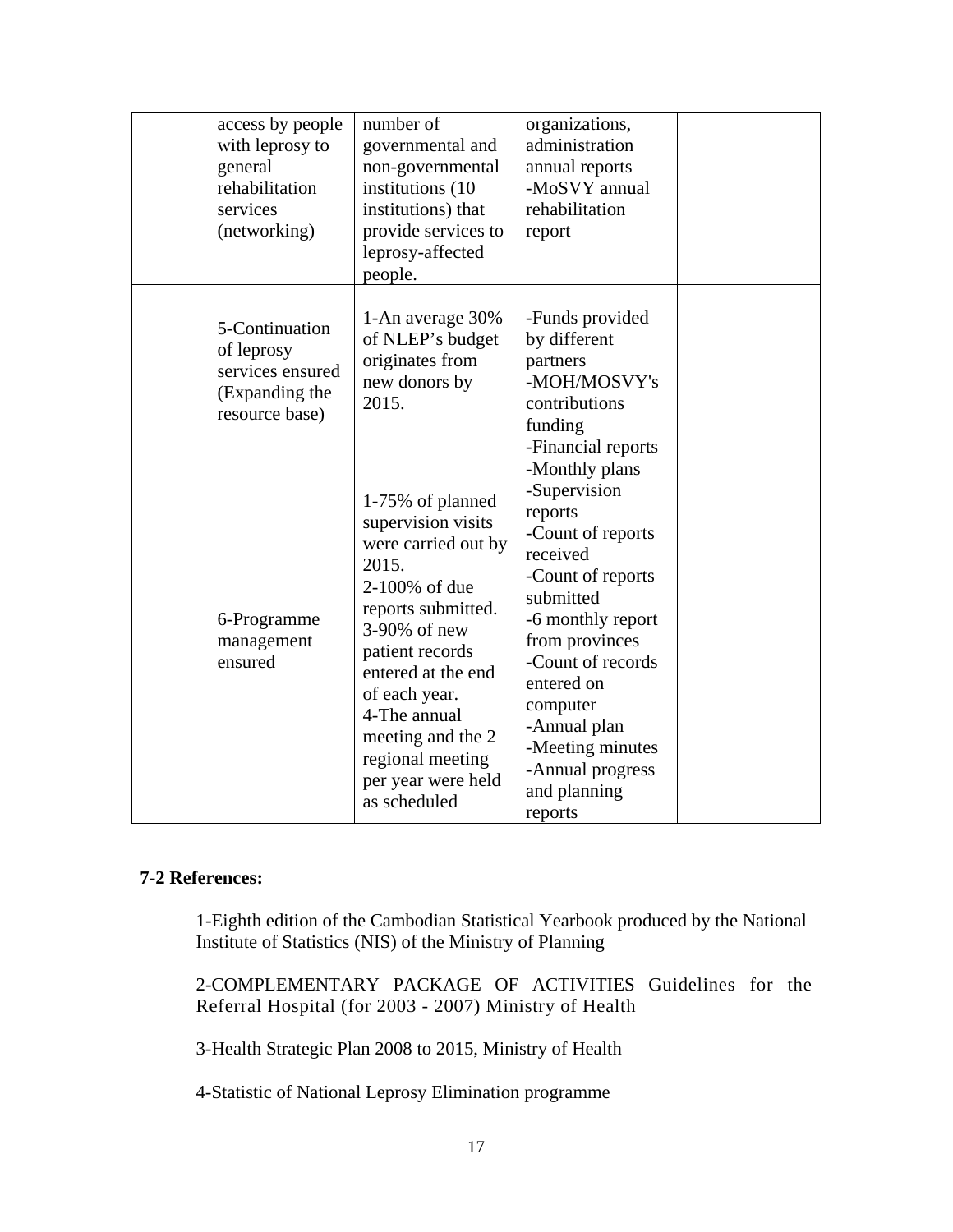| | | | | |
|---|---|---|---|---|
| | access by people with leprosy to general rehabilitation services (networking) | number of governmental and non-governmental institutions (10 institutions) that provide services to leprosy-affected people. | organizations, administration annual reports<br>-MoSVY annual rehabilitation report | |
| | 5-Continuation of leprosy services ensured (Expanding the resource base) | 1-An average 30% of NLEP's budget originates from new donors by 2015. | -Funds provided by different partners<br>-MOH/MOSVY's contributions funding<br>-Financial reports | |
| | 6-Programme management ensured | 1-75% of planned supervision visits were carried out by 2015.<br>2-100% of due reports submitted.<br>3-90% of new patient records entered at the end of each year.<br>4-The annual meeting and the 2 regional meeting per year were held as scheduled | -Monthly plans<br>-Supervision reports<br>-Count of reports received<br>-Count of reports submitted<br>-6 monthly report from provinces<br>-Count of records entered on computer<br>-Annual plan<br>-Meeting minutes<br>-Annual progress and planning reports | |

**7-2 References:**

1-Eighth edition of the Cambodian Statistical Yearbook produced by the National Institute of Statistics (NIS) of the Ministry of Planning

2-COMPLEMENTARY PACKAGE OF ACTIVITIES Guidelines for the Referral Hospital (for 2003 - 2007) Ministry of Health

3-Health Strategic Plan 2008 to 2015, Ministry of Health

4-Statistic of National Leprosy Elimination programme